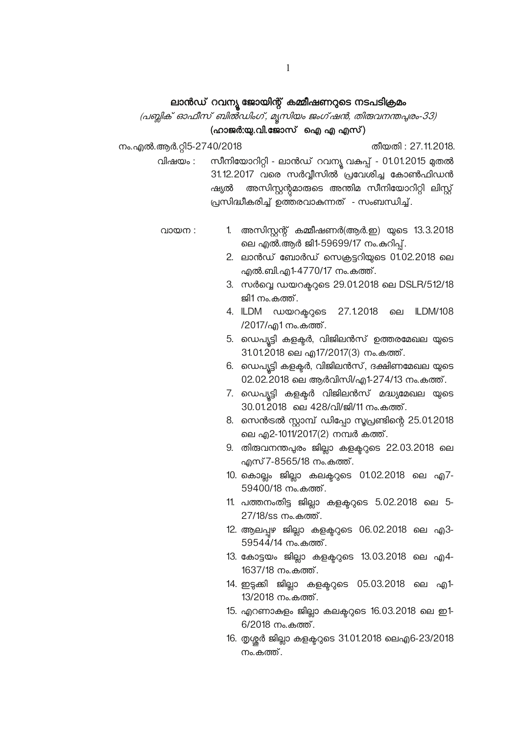## ലാൻഡ് റവന്യൂ ജോയിന്റ് കമ്മീഷണറുടെ നടപടിക്രമം

*(പബ്ലിക് ഓഫീസ് ബിൽഡിംഗ്, മ്യൂസിയം ജംഗ്ഷൻ, തിരുവനന്തപുരം-33)*

**(ഹാജർ:യു.വി.ജോസ് ഐ എ എസ്)**

നം.എൽ.ആർ.റ്റി5-2740/2018 തീയതി : 27.11.2018.

വിഷയം : സീനിയോറിറ്റി - ലാൻഡ് റവന്യൂ വകുപ്പ് - 01.01.2015 മുതൽ 31.12.2017 വരെ സർവ്വീസിൽ പ്രവേശിച്ച കോൺഫിഡൻഷ്യൽ അസിസ്റ്റന്റമാരുടെ അന്തിമ സീനിയോറിറ്റി ലിസ്റ്റ് പ്രസിദ്ധീകരിച്ച് ഉത്തരവാകുന്നത് - സംബന്ധിച്ച്.

വായന :

1. അസിസ്റ്റന്റ് കമ്മീഷണർ(ആർ.ഇ) യുടെ 13.3.2018 ലെ എൽ.ആർ ജി1-59699/17 നം.കുറിപ്പ്.
2. ലാൻഡ് ബോർഡ് സെക്രട്ടറിയുടെ 01.02.2018 ലെ എൽ.ബി.എ1-4770/17 നം.കത്ത്.
3. സർവ്വെ ഡയറക്ടറുടെ 29.01.2018 ലെ DSLR/512/18 ജി1 നം.കത്ത്.
4. ILDM ഡയറക്ടറുടെ 27.1.2018 ലെ ILDM/108 /2017/എ1 നം.കത്ത്.
5. ഡെപ്യൂട്ടി കളക്ടർ, വിജിലൻസ് ഉത്തരമേഖല യുടെ 31.01.2018 ലെ എ17/2017(3) നം.കത്ത്.
6. ഡെപ്യൂട്ടി കളക്ടർ, വിജിലൻസ്, ദക്ഷിണമേഖല യുടെ 02.02.2018 ലെ ആർവിസി/എ1-274/13 നം.കത്ത്.
7. ഡെപ്യൂട്ടി കളക്ടർ വിജിലൻസ് മദ്ധ്യമേഖല യുടെ 30.01.2018 ലെ 428/വി/ജി/11 നം.കത്ത്.
8. സെൻട്രൽ സ്റ്റാമ്പ് ഡിപ്പോ സൂപ്രണ്ടിന്റെ 25.01.2018 ലെ എ2-1011/2017(2) നമ്പർ കത്ത്.
9. തിരുവനന്തപുരം ജില്ലാ കളക്ടറുടെ 22.03.2018 ലെ എസ്7-8565/18 നം.കത്ത്.
10. കൊല്ലം ജില്ലാ കലക്ടറുടെ 01.02.2018 ലെ എ7-59400/18 നം.കത്ത്.
11. പത്തനംതിട്ട ജില്ലാ കളക്ടറുടെ 5.02.2018 ലെ 5-27/18/ss നം.കത്ത്.
12. ആലപ്പുഴ ജില്ലാ കളക്ടറുടെ 06.02.2018 ലെ എ3-59544/14 നം.കത്ത്.
13. കോട്ടയം ജില്ലാ കളക്ടറുടെ 13.03.2018 ലെ എ4-1637/18 നം.കത്ത്.
14. ഇടുക്കി ജില്ലാ കളക്ടറുടെ 05.03.2018 ലെ എ1-13/2018 നം.കത്ത്.
15. എറണാകുളം ജില്ലാ കലക്ടറുടെ 16.03.2018 ലെ ഇ1-6/2018 നം.കത്ത്.
16. തൃശ്ശൂർ ജില്ലാ കളക്ടറുടെ 31.01.2018 ലെഎ6-23/2018 നം.കത്ത്.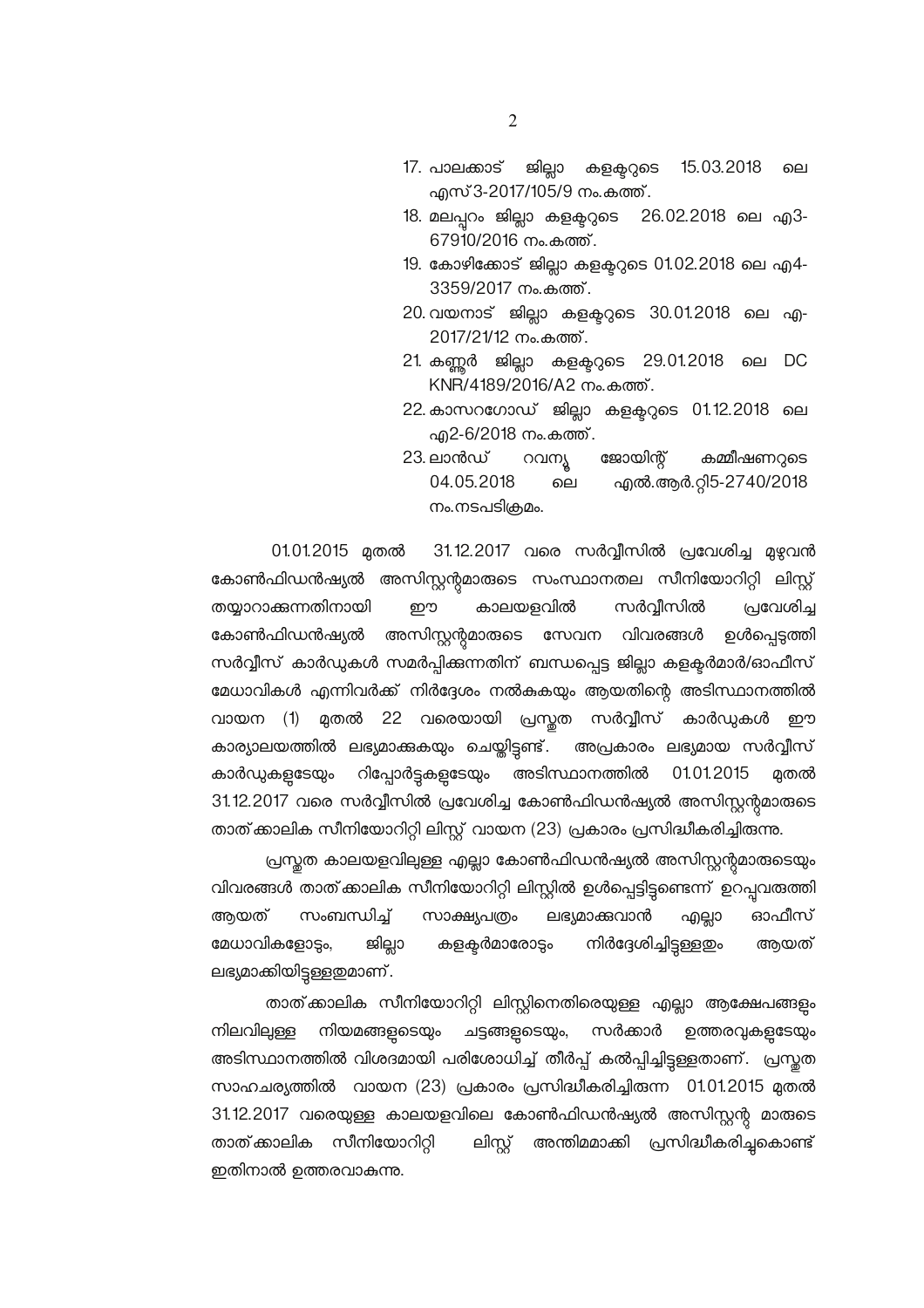17. പാലക്കാട് ജില്ലാ കളക്ടറുടെ 15.03.2018 ലെ എസ്3-2017/105/9 നം.കത്ത്.
18. മലപ്പുറം ജില്ലാ കളക്ടറുടെ 26.02.2018 ലെ എ3-67910/2016 നം.കത്ത്.
19. കോഴിക്കോട് ജില്ലാ കളക്ടറുടെ 01.02.2018 ലെ എ4-3359/2017 നം.കത്ത്.
20. വയനാട് ജില്ലാ കളക്ടറുടെ 30.01.2018 ലെ എ-2017/21/12 നം.കത്ത്.
21. കണ്ണൂർ ജില്ലാ കളക്ടറുടെ 29.01.2018 ലെ DC KNR/4189/2016/A2 നം.കത്ത്.
22. കാസറഗോഡ് ജില്ലാ കളക്ടറുടെ 01.12.2018 ലെ എ2-6/2018 നം.കത്ത്.
23. ലാൻഡ് റവന്യൂ ജോയിന്റ് കമ്മീഷണറുടെ 04.05.2018 ലെ എൽ.ആർ.റ്റി5-2740/2018 നം.നടപടിക്രമം.

01.01.2015 മുതൽ 31.12.2017 വരെ സർവ്വീസിൽ പ്രവേശിച്ച മുഴവൻ കോൺഫിഡൻഷ്യൽ അസിസ്റ്റന്റുമാരുടെ സംസ്ഥാനതല സീനിയോറിറ്റി ലിസ്റ്റ് തയ്യാറാക്കുന്നതിനായി ഈ കാലയളവിൽ സർവ്വീസിൽ പ്രവേശിച്ച കോൺഫിഡൻഷ്യൽ അസിസ്റ്റന്റുമാരുടെ സേവന വിവരങ്ങൾ ഉൾപ്പെടുത്തി സർവ്വീസ് കാർഡുകൾ സമർപ്പിക്കുന്നതിന് ബന്ധപ്പെട്ട ജില്ലാ കളക്ടർമാർ/ഓഫീസ് മേധാവികൾ എന്നിവർക്ക് നിർദ്ദേശം നൽകുകയും ആയതിന്റെ അടിസ്ഥാനത്തിൽ വായന (1) മുതൽ 22 വരെയായി പ്രസ്തുത സർവ്വീസ് കാർഡുകൾ ഈ കാര്യാലയത്തിൽ ലഭ്യമാക്കുകയും ചെയ്തിട്ടുണ്ട്. അപ്രകാരം ലഭ്യമായ സർവ്വീസ് കാർഡുകളുടേയും റിപ്പോർട്ടുകളുടേയും അടിസ്ഥാനത്തിൽ 01.01.2015 മുതൽ 31.12.2017 വരെ സർവ്വീസിൽ പ്രവേശിച്ച കോൺഫിഡൻഷ്യൽ അസിസ്റ്റന്റുമാരുടെ താത്ക്കാലിക സീനിയോറിറ്റി ലിസ്റ്റ് വായന (23) പ്രകാരം പ്രസിദ്ധീകരിച്ചിരുന്നു.

പ്രസ്തുത കാലയളവിലുള്ള എല്ലാ കോൺഫിഡൻഷ്യൽ അസിസ്റ്റന്റുമാരുടെയും വിവരങ്ങൾ താത്ക്കാലിക സീനിയോറിറ്റി ലിസ്റ്റിൽ ഉൾപ്പെട്ടിട്ടുണ്ടെന്ന് ഉറപ്പുവരുത്തി ആയത് സംബന്ധിച്ച് സാക്ഷ്യപത്രം ലഭ്യമാക്കുവാൻ എല്ലാ ഓഫീസ് മേധാവികളോടും, ജില്ലാ കളക്ടർമാരോടും നിർദ്ദേശിച്ചിട്ടുള്ളതും ആയത് ലഭ്യമാക്കിയിട്ടുള്ളതുമാണ്.

താത്ക്കാലിക സീനിയോറിറ്റി ലിസ്റ്റിനെതിരെയുള്ള എല്ലാ ആക്ഷേപങ്ങളും നിലവിലുള്ള നിയമങ്ങളുടെയും ചട്ടങ്ങളുടെയും, സർക്കാർ ഉത്തരവുകളുടേയും അടിസ്ഥാനത്തിൽ വിശദമായി പരിശോധിച്ച് തീർപ്പ് കൽപ്പിച്ചിട്ടുള്ളതാണ്. പ്രസ്തുത സാഹചര്യത്തിൽ വായന (23) പ്രകാരം പ്രസിദ്ധീകരിച്ചിരുന്ന 01.01.2015 മുതൽ 31.12.2017 വരെയുള്ള കാലയളവിലെ കോൺഫിഡൻഷ്യൽ അസിസ്റ്റന്റ് മാരുടെ താത്ക്കാലിക സീനിയോറിറ്റി ലിസ്റ്റ് അന്തിമമാക്കി പ്രസിദ്ധീകരിച്ചുകൊണ്ട് ഇതിനാൽ ഉത്തരവാകുന്നു.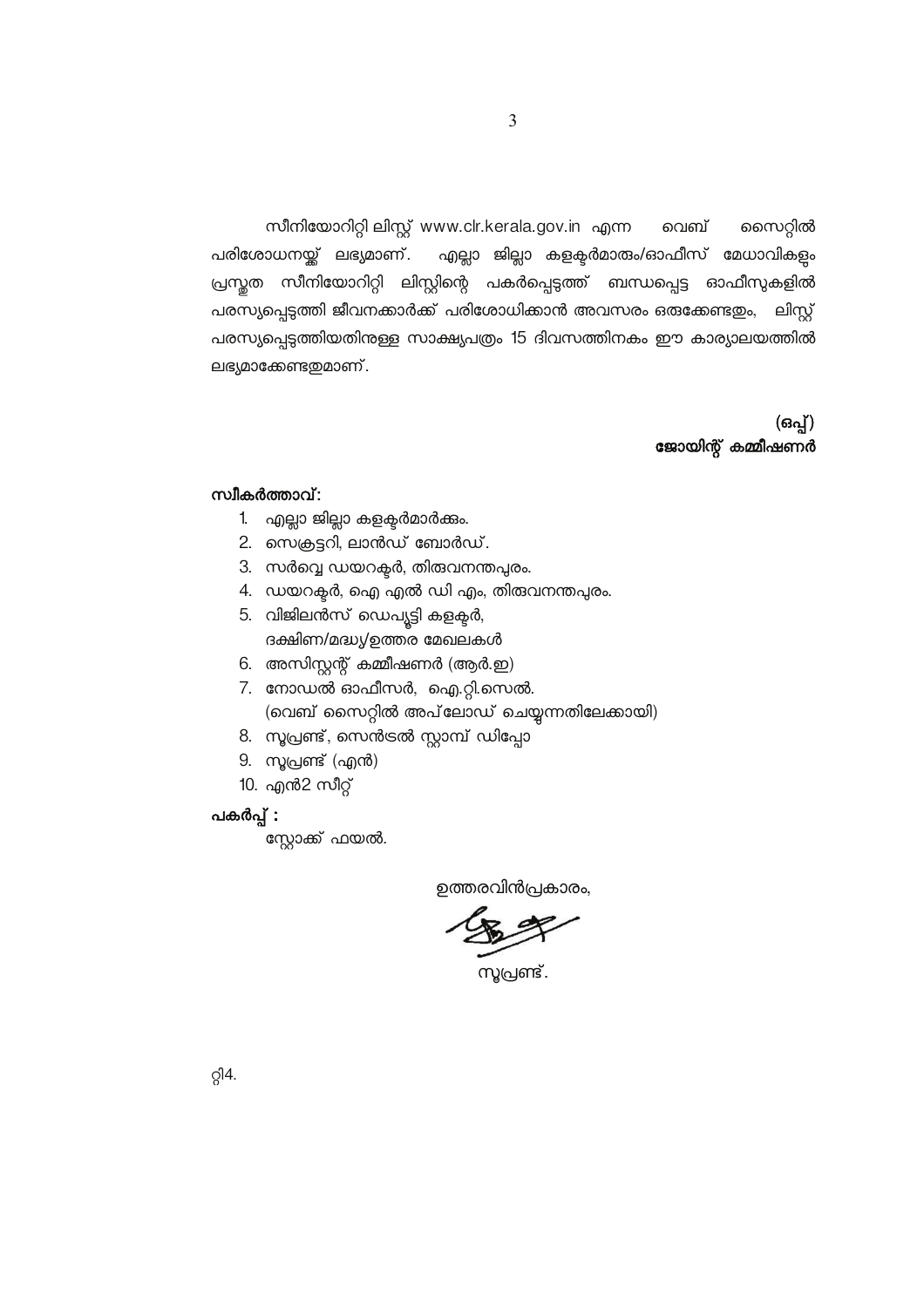സീനിയോറിറ്റി ലിസ്റ്റ് www.clr.kerala.gov.in എന്ന വെബ് സൈറ്റിൽ പരിശോധനയ്ക്ക് ലഭ്യമാണ്. എല്ലാ ജില്ലാ കളക്ടർമാരും/ഓഫീസ് മേധാവികളും പ്രസ്തുത സീനിയോറിറ്റി ലിസ്റ്റിന്റെ പകർപ്പെടുത്ത് ബന്ധപ്പെട്ട ഓഫീസുകളിൽ പരസ്യപ്പെടുത്തി ജീവനക്കാർക്ക് പരിശോധിക്കാൻ അവസരം ഒരുക്കേണ്ടതും, ലിസ്റ്റ് പരസ്യപ്പെടുത്തിയതിനുള്ള സാക്ഷ്യപത്രം 15 ദിവസത്തിനകം ഈ കാര്യാലയത്തിൽ ലഭ്യമാക്കേണ്ടതുമാണ്.

(ഒപ്പ്)
**ജോയിന്റ് കമ്മീഷണർ**

**സ്വീകർത്താവ്:**

1. എല്ലാ ജില്ലാ കളക്ടർമാർക്കും.
2. സെക്രട്ടറി, ലാൻഡ് ബോർഡ്.
3. സർവ്വെ ഡയറക്ടർ, തിരുവനന്തപുരം.
4. ഡയറക്ടർ, ഐ എൽ ഡി എം, തിരുവനന്തപുരം.
5. വിജിലൻസ് ഡെപ്യൂട്ടി കളക്ടർ, ദക്ഷിണ/മദ്ധ്യ/ഉത്തര മേഖലകൾ
6. അസിസ്റ്റന്റ് കമ്മീഷണർ (ആർ.ഇ)
7. നോഡൽ ഓഫീസർ, ഐ.റ്റി.സെൽ. (വെബ് സൈറ്റിൽ അപ്‌ലോഡ് ചെയ്യുന്നതിലേക്കായി)
8. സൂപ്രണ്ട്, സെൻട്രൽ സ്റ്റാമ്പ് ഡിപ്പോ
9. സൂപ്രണ്ട് (എൻ)
10. എൻ2 സീറ്റ്

**പകർപ്പ് :**

സ്റ്റോക്ക് ഫയൽ.

ഉത്തരവിൻപ്രകാരം,

സൂപ്രണ്ട്.

റ്റി4.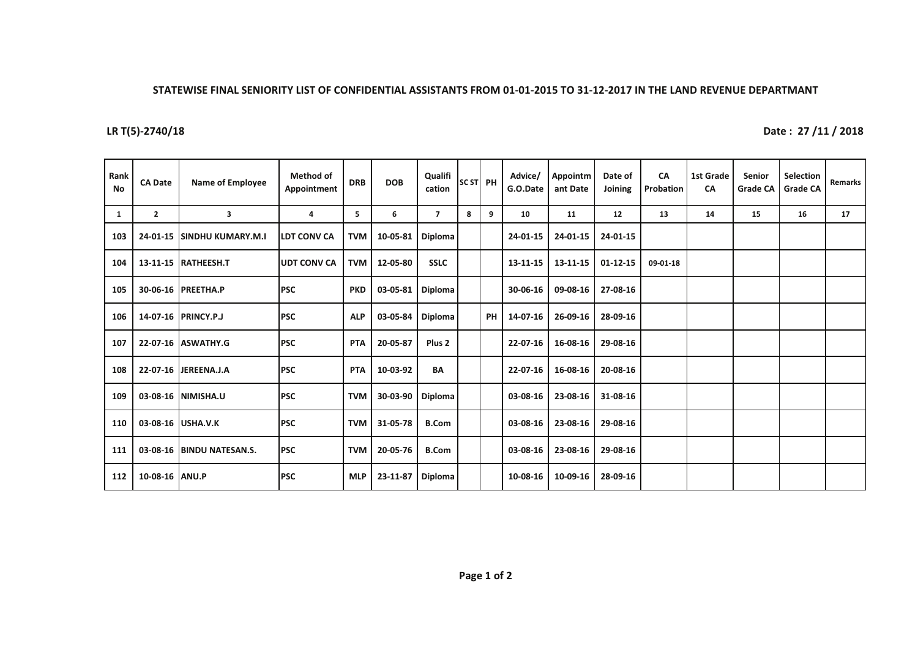**STATEWISE FINAL SENIORITY LIST OF CONFIDENTIAL ASSISTANTS FROM 01-01-2015 TO 31-12-2017 IN THE LAND REVENUE DEPARTMANT**

**LR T(5)-2740/18** **Date : 27 /11 / 2018**

| Rank No | CA Date | Name of Employee | Method of Appointment | DRB | DOB | Qualification | SC ST | PH | Advice/ G.O.Date | Appointmant Date | Date of Joining | CA Probation | 1st Grade CA | Senior Grade CA | Selection Grade CA | Remarks |
|---|---|---|---|---|---|---|---|---|---|---|---|---|---|---|---|---|
| 1 | 2 | 3 | 4 | 5 | 6 | 7 | 8 | 9 | 10 | 11 | 12 | 13 | 14 | 15 | 16 | 17 |
| 103 | 24-01-15 | SINDHU KUMARY.M.I | LDT CONV CA | TVM | 10-05-81 | Diploma | | | 24-01-15 | 24-01-15 | 24-01-15 | | | | | |
| 104 | 13-11-15 | RATHEESH.T | UDT CONV CA | TVM | 12-05-80 | SSLC | | | 13-11-15 | 13-11-15 | 01-12-15 | 09-01-18 | | | | |
| 105 | 30-06-16 | PREETHA.P | PSC | PKD | 03-05-81 | Diploma | | | 30-06-16 | 09-08-16 | 27-08-16 | | | | | |
| 106 | 14-07-16 | PRINCY.P.J | PSC | ALP | 03-05-84 | Diploma | | PH | 14-07-16 | 26-09-16 | 28-09-16 | | | | | |
| 107 | 22-07-16 | ASWATHY.G | PSC | PTA | 20-05-87 | Plus 2 | | | 22-07-16 | 16-08-16 | 29-08-16 | | | | | |
| 108 | 22-07-16 | JEREENA.J.A | PSC | PTA | 10-03-92 | BA | | | 22-07-16 | 16-08-16 | 20-08-16 | | | | | |
| 109 | 03-08-16 | NIMISHA.U | PSC | TVM | 30-03-90 | Diploma | | | 03-08-16 | 23-08-16 | 31-08-16 | | | | | |
| 110 | 03-08-16 | USHA.V.K | PSC | TVM | 31-05-78 | B.Com | | | 03-08-16 | 23-08-16 | 29-08-16 | | | | | |
| 111 | 03-08-16 | BINDU NATESAN.S. | PSC | TVM | 20-05-76 | B.Com | | | 03-08-16 | 23-08-16 | 29-08-16 | | | | | |
| 112 | 10-08-16 | ANU.P | PSC | MLP | 23-11-87 | Diploma | | | 10-08-16 | 10-09-16 | 28-09-16 | | | | | |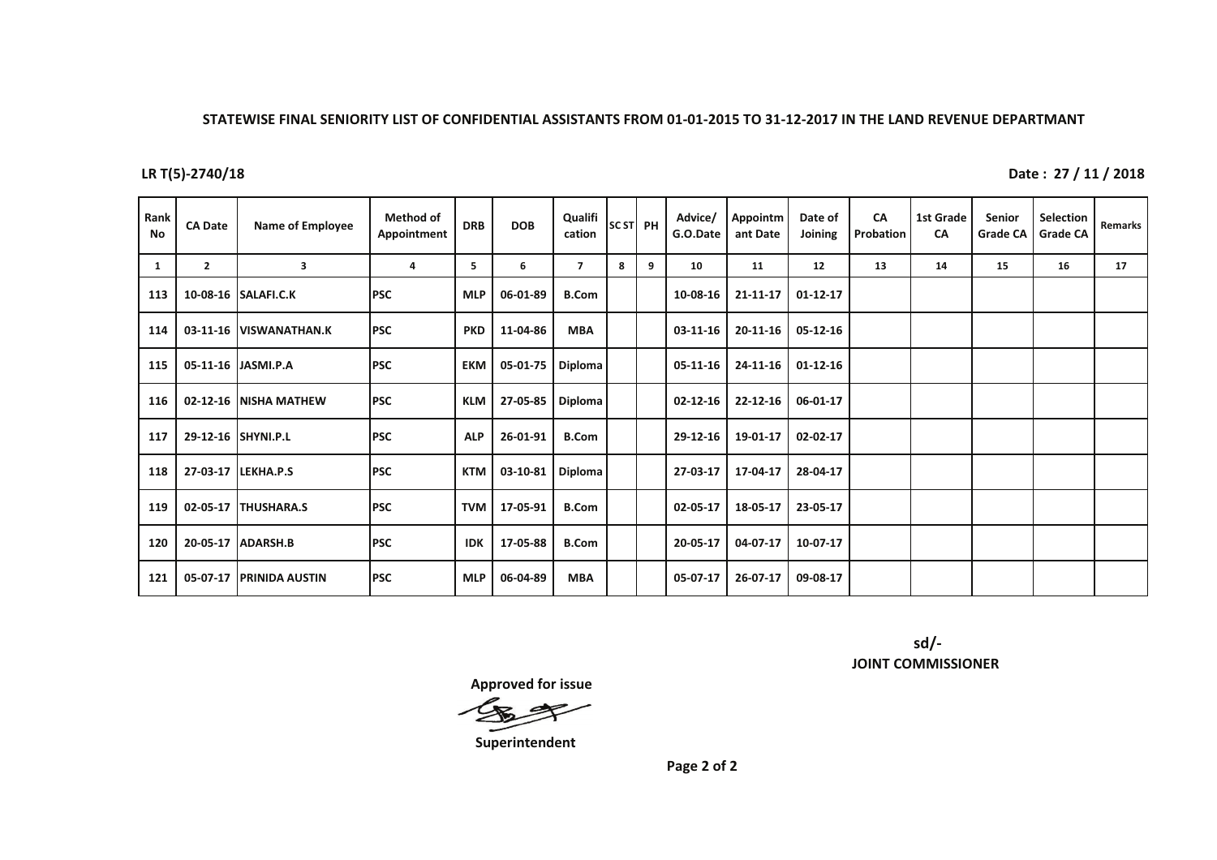**STATEWISE FINAL SENIORITY LIST OF CONFIDENTIAL ASSISTANTS FROM 01-01-2015 TO 31-12-2017 IN THE LAND REVENUE DEPARTMANT**

**LR T(5)-2740/18** **Date : 27 / 11 / 2018**

| Rank No | CA Date | Name of Employee | Method of Appointment | DRB | DOB | Qualification | SC ST | PH | Advice/ G.O.Date | Appointmant Date | Date of Joining | CA Probation | 1st Grade CA | Senior Grade CA | Selection Grade CA | Remarks |
|---|---|---|---|---|---|---|---|---|---|---|---|---|---|---|---|---|
| 1 | 2 | 3 | 4 | 5 | 6 | 7 | 8 | 9 | 10 | 11 | 12 | 13 | 14 | 15 | 16 | 17 |
| 113 | 10-08-16 | SALAFI.C.K | PSC | MLP | 06-01-89 | B.Com | | | 10-08-16 | 21-11-17 | 01-12-17 | | | | | |
| 114 | 03-11-16 | VISWANATHAN.K | PSC | PKD | 11-04-86 | MBA | | | 03-11-16 | 20-11-16 | 05-12-16 | | | | | |
| 115 | 05-11-16 | JASMI.P.A | PSC | EKM | 05-01-75 | Diploma | | | 05-11-16 | 24-11-16 | 01-12-16 | | | | | |
| 116 | 02-12-16 | NISHA MATHEW | PSC | KLM | 27-05-85 | Diploma | | | 02-12-16 | 22-12-16 | 06-01-17 | | | | | |
| 117 | 29-12-16 | SHYNI.P.L | PSC | ALP | 26-01-91 | B.Com | | | 29-12-16 | 19-01-17 | 02-02-17 | | | | | |
| 118 | 27-03-17 | LEKHA.P.S | PSC | KTM | 03-10-81 | Diploma | | | 27-03-17 | 17-04-17 | 28-04-17 | | | | | |
| 119 | 02-05-17 | THUSHARA.S | PSC | TVM | 17-05-91 | B.Com | | | 02-05-17 | 18-05-17 | 23-05-17 | | | | | |
| 120 | 20-05-17 | ADARSH.B | PSC | IDK | 17-05-88 | B.Com | | | 20-05-17 | 04-07-17 | 10-07-17 | | | | | |
| 121 | 05-07-17 | PRINIDA AUSTIN | PSC | MLP | 06-04-89 | MBA | | | 05-07-17 | 26-07-17 | 09-08-17 | | | | | |

**sd/-**
**JOINT COMMISSIONER**

**Approved for issue**

**Superintendent**